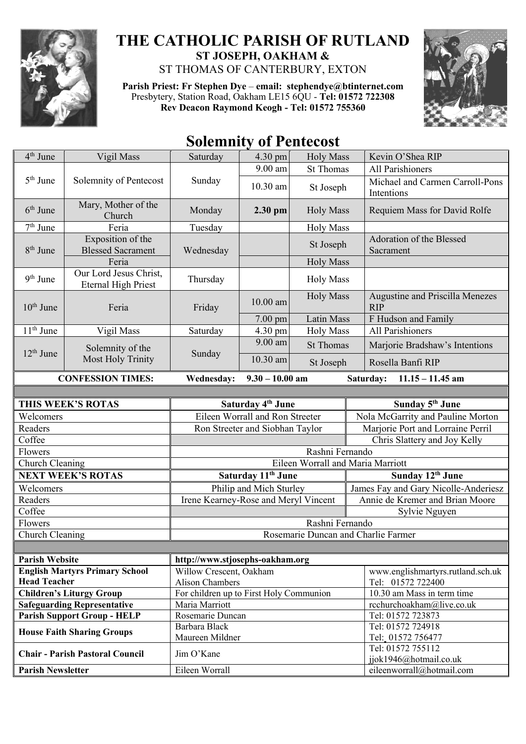# THE CATHOLIC PARISH OF RUTLAND

**ST JOSEPH, OAKHAM &**

ST THOMAS OF CANTERBURY, EXTON

**Parish Priest: Fr Stephen Dye** – **email: stephendye@btinternet.com**
Presbytery, Station Road, Oakham LE15 6QU - **Tel: 01572 722308**
**Rev Deacon Raymond Keogh - Tel: 01572 755360**

## Solemnity of Pentecost

| Date | Feast | Day | Time | Mass | Intention |
|---|---|---|---|---|---|
| 4th June | Vigil Mass | Saturday | 4.30 pm | Holy Mass | Kevin O'Shea RIP |
| 5th June | Solemnity of Pentecost | Sunday | 9.00 am | St Thomas | All Parishioners |
| | | | 10.30 am | St Joseph | Michael and Carmen Carroll-Pons Intentions |
| 6th June | Mary, Mother of the Church | Monday | **2.30 pm** | Holy Mass | Requiem Mass for David Rolfe |
| 7th June | Feria | Tuesday | | Holy Mass | |
| 8th June | Exposition of the Blessed Sacrament | Wednesday | | St Joseph | Adoration of the Blessed Sacrament |
| | Feria | | | Holy Mass | |
| 9th June | Our Lord Jesus Christ, Eternal High Priest | Thursday | | Holy Mass | |
| 10th June | Feria | Friday | 10.00 am | Holy Mass | Augustine and Priscilla Menezes RIP |
| | | | 7.00 pm | Latin Mass | F Hudson and Family |
| 11th June | Vigil Mass | Saturday | 4.30 pm | Holy Mass | All Parishioners |
| 12th June | Solemnity of the Most Holy Trinity | Sunday | 9.00 am | St Thomas | Marjorie Bradshaw's Intentions |
| | | | 10.30 am | St Joseph | Rosella Banfi RIP |

**CONFESSION TIMES:** **Wednesday: 9.30 – 10.00 am** **Saturday: 11.15 – 11.45 am**

| **THIS WEEK'S ROTAS** | **Saturday 4th June** | **Sunday 5th June** |
|---|---|---|
| Welcomers | Eileen Worrall and Ron Streeter | Nola McGarrity and Pauline Morton |
| Readers | Ron Streeter and Siobhan Taylor | Marjorie Port and Lorraine Perril |
| Coffee | | Chris Slattery and Joy Kelly |
| Flowers | Rashni Fernando | |
| Church Cleaning | Eileen Worrall and Maria Marriott | |
| **NEXT WEEK'S ROTAS** | **Saturday 11th June** | **Sunday 12th June** |
| Welcomers | Philip and Mich Sturley | James Fay and Gary Nicolle-Anderiesz |
| Readers | Irene Kearney-Rose and Meryl Vincent | Annie de Kremer and Brian Moore |
| Coffee | | Sylvie Nguyen |
| Flowers | Rashni Fernando | |
| Church Cleaning | Rosemarie Duncan and Charlie Farmer | |

| | | |
|---|---|---|
| **Parish Website** | **http://www.stjosephs-oakham.org** | |
| **English Martyrs Primary School Head Teacher** | Willow Crescent, Oakham Alison Chambers | www.englishmartyrs.rutland.sch.uk Tel: 01572 722400 |
| **Children's Liturgy Group** | For children up to First Holy Communion | 10.30 am Mass in term time |
| **Safeguarding Representative** | Maria Marriott | rcchurchoakham@live.co.uk |
| **Parish Support Group - HELP** | Rosemarie Duncan | Tel: 01572 723873 |
| **House Faith Sharing Groups** | Barbara Black<br>Maureen Mildner | Tel: 01572 724918<br>Tel: 01572 756477 |
| **Chair - Parish Pastoral Council** | Jim O'Kane | Tel: 01572 755112<br>jjok1946@hotmail.co.uk |
| **Parish Newsletter** | Eileen Worrall | eileenworrall@hotmail.com |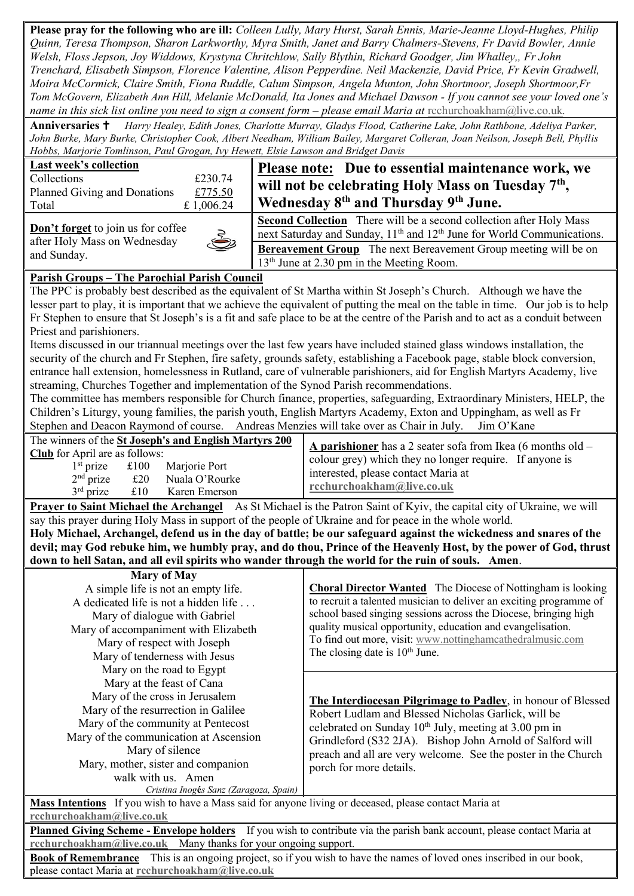**Please pray for the following who are ill:** *Colleen Lully, Mary Hurst, Sarah Ennis, Marie-Jeanne Lloyd-Hughes, Philip Quinn, Teresa Thompson, Sharon Larkworthy, Myra Smith, Janet and Barry Chalmers-Stevens, Fr David Bowler, Annie Welsh, Floss Jepson, Joy Widdows, Krystyna Chritchlow, Sally Blythin, Richard Goodger, Jim Whalley,, Fr John Trenchard, Elisabeth Simpson, Florence Valentine, Alison Pepperdine. Neil Mackenzie, David Price, Fr Kevin Gradwell, Moira McCormick, Claire Smith, Fiona Ruddle, Calum Simpson, Angela Munton, John Shortmoor, Joseph Shortmoor,Fr Tom McGovern, Elizabeth Ann Hill, Melanie McDonald, Ita Jones and Michael Dawson - If you cannot see your loved one's name in this sick list online you need to sign a consent form – please email Maria at* rcchurchoakham@live.co.uk.

**Anniversaries ✝** *Harry Healey, Edith Jones, Charlotte Murray, Gladys Flood, Catherine Lake, John Rathbone, Adeliya Parker, John Burke, Mary Burke, Christopher Cook, Albert Needham, William Bailey, Margaret Colleran, Joan Neilson, Joseph Bell, Phyllis Hobbs, Marjorie Tomlinson, Paul Grogan, Ivy Hewett, Elsie Lawson and Bridget Davis*

**Last week's collection**

| | |
|---|---|
| Collections | £230.74 |
| Planned Giving and Donations | £775.50 |
| Total | £ 1,006.24 |

**Don't forget** to join us for coffee after Holy Mass on Wednesday and Sunday.

**Please note: Due to essential maintenance work, we will not be celebrating Holy Mass on Tuesday 7th, Wednesday 8th and Thursday 9th June.**

**Second Collection** There will be a second collection after Holy Mass next Saturday and Sunday, 11th and 12th June for World Communications.

**Bereavement Group** The next Bereavement Group meeting will be on 13th June at 2.30 pm in the Meeting Room.

**Parish Groups – The Parochial Parish Council**

The PPC is probably best described as the equivalent of St Martha within St Joseph's Church. Although we have the lesser part to play, it is important that we achieve the equivalent of putting the meal on the table in time. Our job is to help Fr Stephen to ensure that St Joseph's is a fit and safe place to be at the centre of the Parish and to act as a conduit between Priest and parishioners.

Items discussed in our triannual meetings over the last few years have included stained glass windows installation, the security of the church and Fr Stephen, fire safety, grounds safety, establishing a Facebook page, stable block conversion, entrance hall extension, homelessness in Rutland, care of vulnerable parishioners, aid for English Martyrs Academy, live streaming, Churches Together and implementation of the Synod Parish recommendations.

The committee has members responsible for Church finance, properties, safeguarding, Extraordinary Ministers, HELP, the Children's Liturgy, young families, the parish youth, English Martyrs Academy, Exton and Uppingham, as well as Fr Stephen and Deacon Raymond of course. Andreas Menzies will take over as Chair in July. Jim O'Kane

The winners of the **St Joseph's and English Martyrs 200 Club** for April are as follows:

| | | |
|---|---|---|
| 1st prize | £100 | Marjorie Port |
| 2nd prize | £20 | Nuala O'Rourke |
| 3rd prize | £10 | Karen Emerson |

**A parishioner** has a 2 seater sofa from Ikea (6 months old – colour grey) which they no longer require. If anyone is interested, please contact Maria at **rcchurchoakham@live.co.uk**

**Prayer to Saint Michael the Archangel** As St Michael is the Patron Saint of Kyiv, the capital city of Ukraine, we will say this prayer during Holy Mass in support of the people of Ukraine and for peace in the whole world.

**Holy Michael, Archangel, defend us in the day of battle; be our safeguard against the wickedness and snares of the devil; may God rebuke him, we humbly pray, and do thou, Prince of the Heavenly Host, by the power of God, thrust down to hell Satan, and all evil spirits who wander through the world for the ruin of souls. Amen**.

**Mary of May**

A simple life is not an empty life.  
A dedicated life is not a hidden life . . .  
Mary of dialogue with Gabriel  
Mary of accompaniment with Elizabeth  
Mary of respect with Joseph  
Mary of tenderness with Jesus  
Mary on the road to Egypt  
Mary at the feast of Cana  
Mary of the cross in Jerusalem  
Mary of the resurrection in Galilee  
Mary of the community at Pentecost  
Mary of the communication at Ascension  
Mary of silence  
Mary, mother, sister and companion  
walk with us. Amen

*Cristina Inogés Sanz (Zaragoza, Spain)*

**Choral Director Wanted** The Diocese of Nottingham is looking to recruit a talented musician to deliver an exciting programme of school based singing sessions across the Diocese, bringing high quality musical opportunity, education and evangelisation. To find out more, visit: www.nottinghamcathedralmusic.com The closing date is 10th June.

**The Interdiocesan Pilgrimage to Padley**, in honour of Blessed Robert Ludlam and Blessed Nicholas Garlick, will be celebrated on Sunday 10th July, meeting at 3.00 pm in Grindleford (S32 2JA). Bishop John Arnold of Salford will preach and all are very welcome. See the poster in the Church porch for more details.

**Mass Intentions** If you wish to have a Mass said for anyone living or deceased, please contact Maria at **rcchurchoakham@live.co.uk**

**Planned Giving Scheme - Envelope holders** If you wish to contribute via the parish bank account, please contact Maria at **rcchurchoakham@live.co.uk** Many thanks for your ongoing support.

**Book of Remembrance** This is an ongoing project, so if you wish to have the names of loved ones inscribed in our book, please contact Maria at **rcchurchoakham@live.co.uk**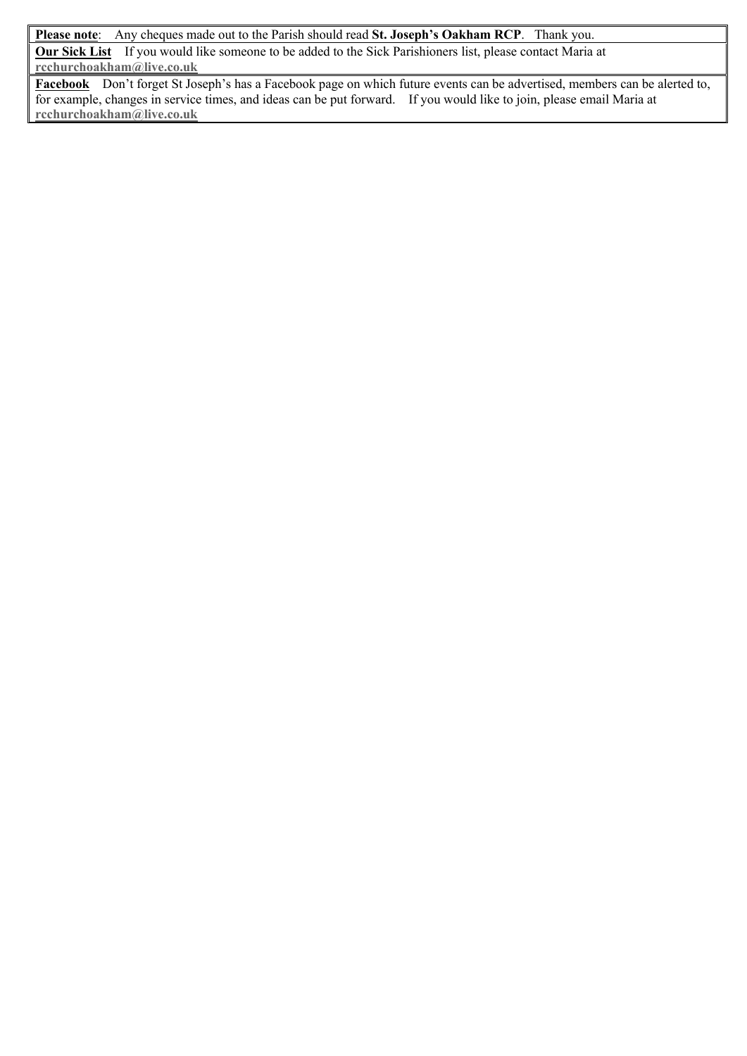**Please note**: Any cheques made out to the Parish should read **St. Joseph's Oakham RCP**. Thank you.

**Our Sick List** If you would like someone to be added to the Sick Parishioners list, please contact Maria at **rcchurchoakham@live.co.uk**

**Facebook** Don't forget St Joseph's has a Facebook page on which future events can be advertised, members can be alerted to, for example, changes in service times, and ideas can be put forward. If you would like to join, please email Maria at **rcchurchoakham@live.co.uk**